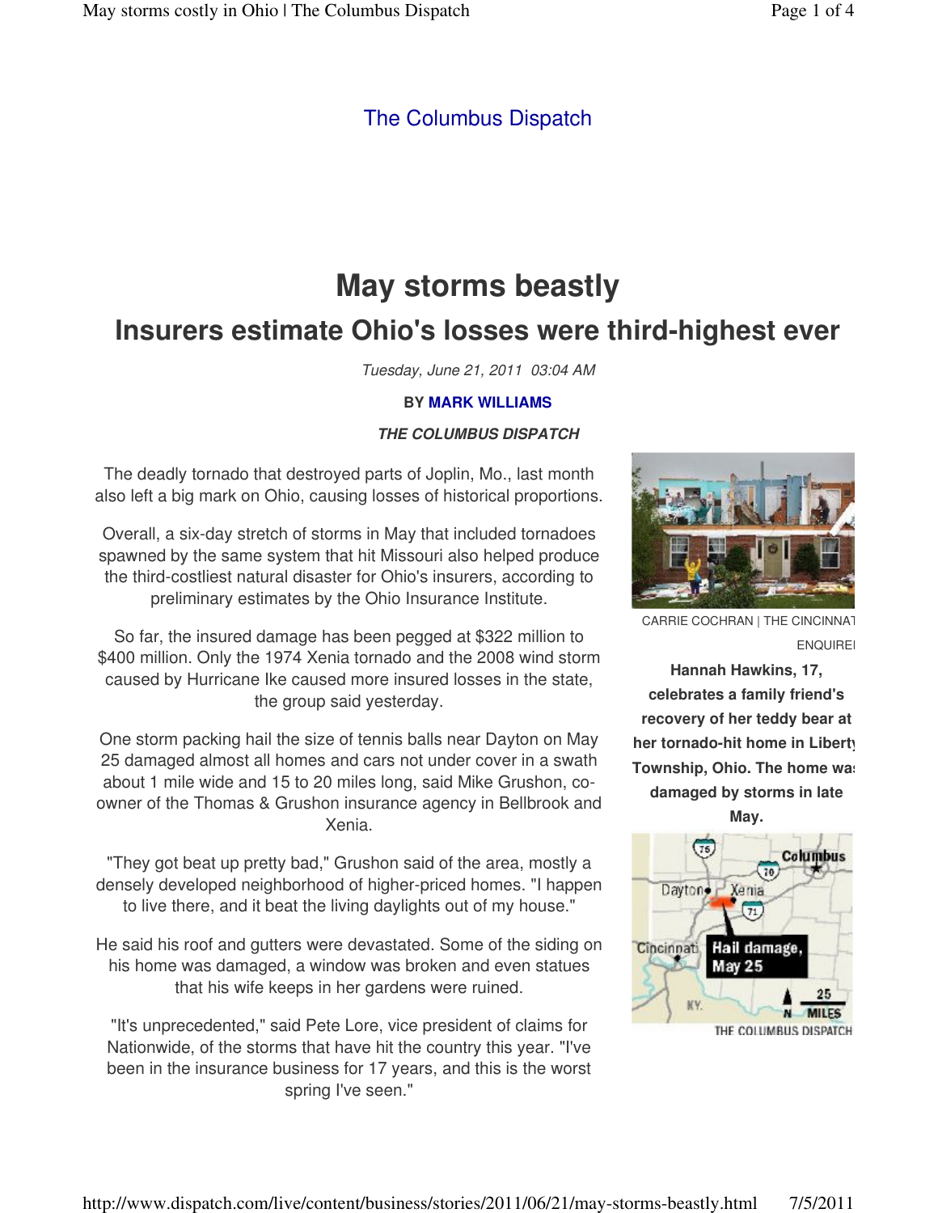The Columbus Dispatch

# May storms beastly

## Insurers estimate Ohio's losses were third-highest ever

*Tuesday, June 21, 2011 03:04 AM*

**BY MARK WILLIAMS**

***THE COLUMBUS DISPATCH***

The deadly tornado that destroyed parts of Joplin, Mo., last month also left a big mark on Ohio, causing losses of historical proportions.

Overall, a six-day stretch of storms in May that included tornadoes spawned by the same system that hit Missouri also helped produce the third-costliest natural disaster for Ohio's insurers, according to preliminary estimates by the Ohio Insurance Institute.

So far, the insured damage has been pegged at $322 million to $400 million. Only the 1974 Xenia tornado and the 2008 wind storm caused by Hurricane Ike caused more insured losses in the state, the group said yesterday.

One storm packing hail the size of tennis balls near Dayton on May 25 damaged almost all homes and cars not under cover in a swath about 1 mile wide and 15 to 20 miles long, said Mike Grushon, co-owner of the Thomas & Grushon insurance agency in Bellbrook and Xenia.

"They got beat up pretty bad," Grushon said of the area, mostly a densely developed neighborhood of higher-priced homes. "I happen to live there, and it beat the living daylights out of my house."

He said his roof and gutters were devastated. Some of the siding on his home was damaged, a window was broken and even statues that his wife keeps in her gardens were ruined.

"It's unprecedented," said Pete Lore, vice president of claims for Nationwide, of the storms that have hit the country this year. "I've been in the insurance business for 17 years, and this is the worst spring I've seen."

CARRIE COCHRAN | THE CINCINNATI ENQUIRER

**Hannah Hawkins, 17, celebrates a family friend's recovery of her teddy bear at her tornado-hit home in Liberty Township, Ohio. The home was damaged by storms in late May.**

Hail damage, May 25

THE COLUMBUS DISPATCH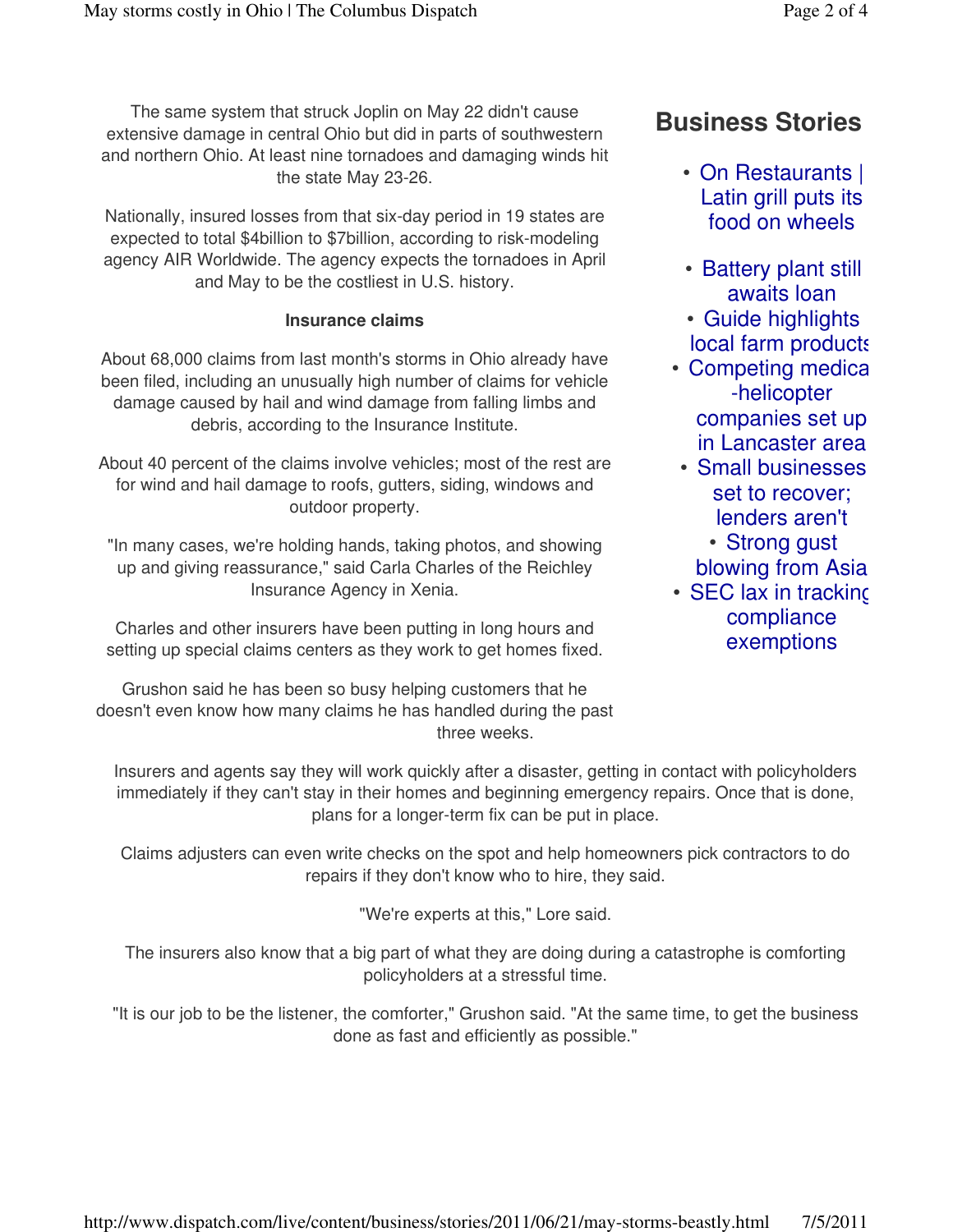The same system that struck Joplin on May 22 didn't cause extensive damage in central Ohio but did in parts of southwestern and northern Ohio. At least nine tornadoes and damaging winds hit the state May 23-26.

Nationally, insured losses from that six-day period in 19 states are expected to total $4billion to $7billion, according to risk-modeling agency AIR Worldwide. The agency expects the tornadoes in April and May to be the costliest in U.S. history.

**Insurance claims**

About 68,000 claims from last month's storms in Ohio already have been filed, including an unusually high number of claims for vehicle damage caused by hail and wind damage from falling limbs and debris, according to the Insurance Institute.

About 40 percent of the claims involve vehicles; most of the rest are for wind and hail damage to roofs, gutters, siding, windows and outdoor property.

"In many cases, we're holding hands, taking photos, and showing up and giving reassurance," said Carla Charles of the Reichley Insurance Agency in Xenia.

Charles and other insurers have been putting in long hours and setting up special claims centers as they work to get homes fixed.

Grushon said he has been so busy helping customers that he doesn't even know how many claims he has handled during the past three weeks.

Insurers and agents say they will work quickly after a disaster, getting in contact with policyholders immediately if they can't stay in their homes and beginning emergency repairs. Once that is done, plans for a longer-term fix can be put in place.

Claims adjusters can even write checks on the spot and help homeowners pick contractors to do repairs if they don't know who to hire, they said.

"We're experts at this," Lore said.

The insurers also know that a big part of what they are doing during a catastrophe is comforting policyholders at a stressful time.

"It is our job to be the listener, the comforter," Grushon said. "At the same time, to get the business done as fast and efficiently as possible."

## Business Stories

- On Restaurants | Latin grill puts its food on wheels
- Battery plant still awaits loan
- Guide highlights local farm products
- Competing medical-helicopter companies set up in Lancaster area
- Small businesses set to recover; lenders aren't
- Strong gust blowing from Asia
- SEC lax in tracking compliance exemptions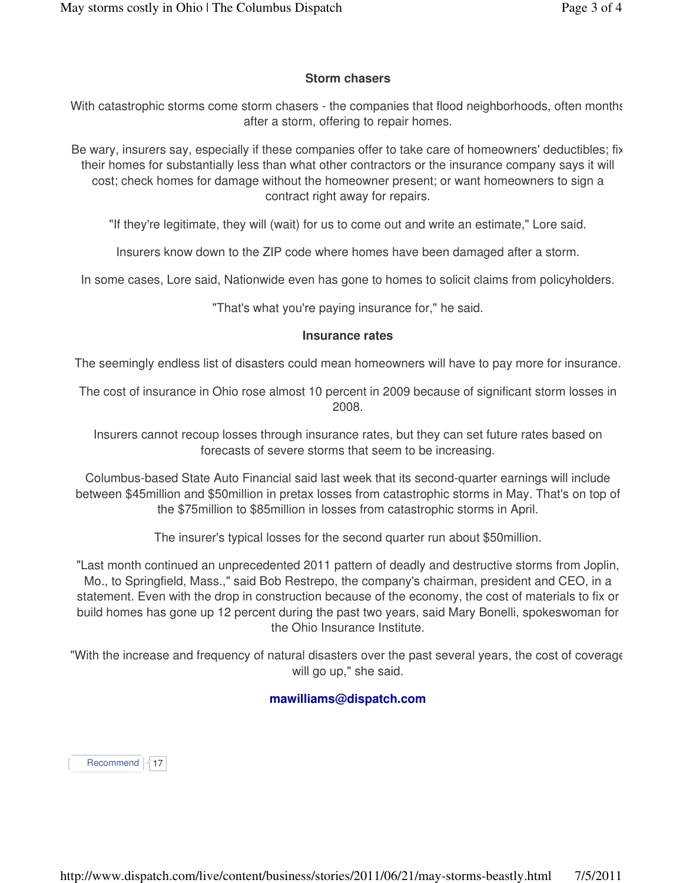### Storm chasers

With catastrophic storms come storm chasers - the companies that flood neighborhoods, often months after a storm, offering to repair homes.

Be wary, insurers say, especially if these companies offer to take care of homeowners' deductibles; fix their homes for substantially less than what other contractors or the insurance company says it will cost; check homes for damage without the homeowner present; or want homeowners to sign a contract right away for repairs.

"If they're legitimate, they will (wait) for us to come out and write an estimate," Lore said.

Insurers know down to the ZIP code where homes have been damaged after a storm.

In some cases, Lore said, Nationwide even has gone to homes to solicit claims from policyholders.

"That's what you're paying insurance for," he said.

### Insurance rates

The seemingly endless list of disasters could mean homeowners will have to pay more for insurance.

The cost of insurance in Ohio rose almost 10 percent in 2009 because of significant storm losses in 2008.

Insurers cannot recoup losses through insurance rates, but they can set future rates based on forecasts of severe storms that seem to be increasing.

Columbus-based State Auto Financial said last week that its second-quarter earnings will include between $45million and $50million in pretax losses from catastrophic storms in May. That's on top of the $75million to $85million in losses from catastrophic storms in April.

The insurer's typical losses for the second quarter run about $50million.

"Last month continued an unprecedented 2011 pattern of deadly and destructive storms from Joplin, Mo., to Springfield, Mass.," said Bob Restrepo, the company's chairman, president and CEO, in a statement. Even with the drop in construction because of the economy, the cost of materials to fix or build homes has gone up 12 percent during the past two years, said Mary Bonelli, spokeswoman for the Ohio Insurance Institute.

"With the increase and frequency of natural disasters over the past several years, the cost of coverage will go up," she said.

**mawilliams@dispatch.com**

Recommend 17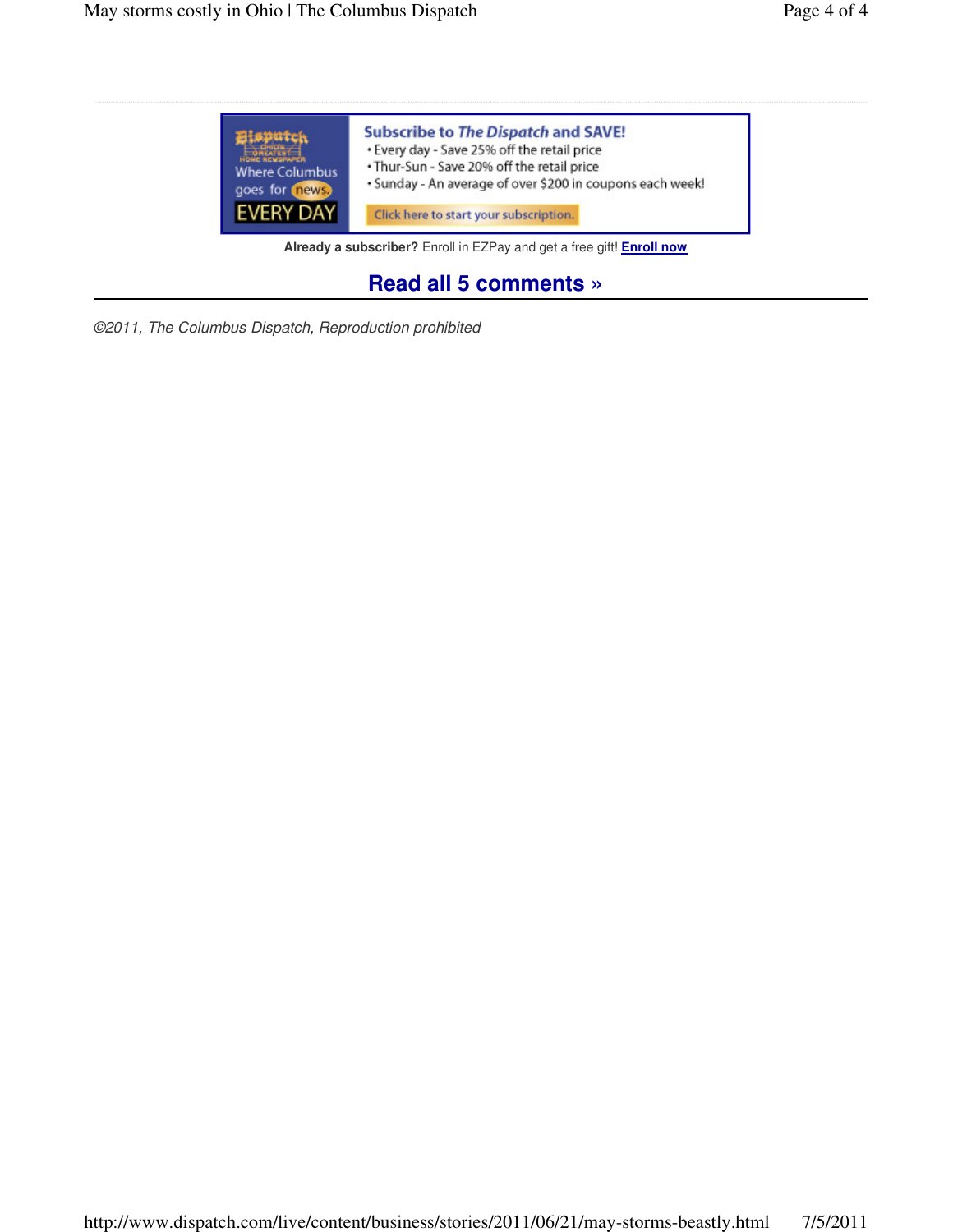**Subscribe to *The Dispatch* and SAVE!**

- Every day - Save 25% off the retail price
- Thur-Sun - Save 20% off the retail price
- Sunday - An average of over $200 in coupons each week!

Click here to start your subscription.

Dispatch — Ohio's Greatest Home Newspaper — Where Columbus goes for news. EVERY DAY

**Already a subscriber?** Enroll in EZPay and get a free gift! **Enroll now**

## Read all 5 comments »

*©2011, The Columbus Dispatch, Reproduction prohibited*